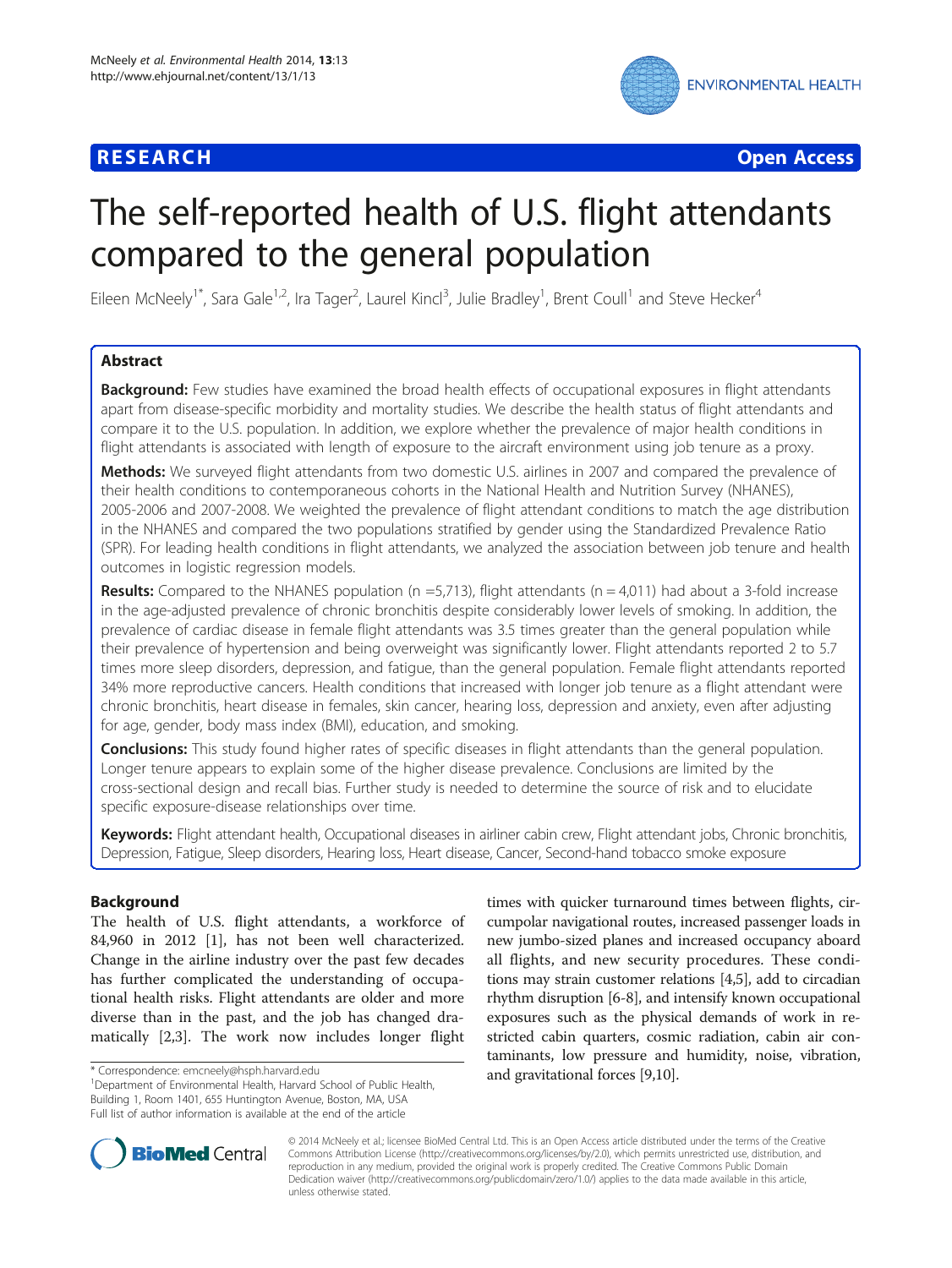RESEARCH Open Access

# The self-reported health of U.S. flight attendants compared to the general population

Eileen McNeely[1*], Sara Gale[1,2], Ira Tager[2], Laurel Kincl[3], Julie Bradley[1], Brent Coull[1] and Steve Hecker[4]

## Abstract

**Background:** Few studies have examined the broad health effects of occupational exposures in flight attendants apart from disease-specific morbidity and mortality studies. We describe the health status of flight attendants and compare it to the U.S. population. In addition, we explore whether the prevalence of major health conditions in flight attendants is associated with length of exposure to the aircraft environment using job tenure as a proxy.

**Methods:** We surveyed flight attendants from two domestic U.S. airlines in 2007 and compared the prevalence of their health conditions to contemporaneous cohorts in the National Health and Nutrition Survey (NHANES), 2005-2006 and 2007-2008. We weighted the prevalence of flight attendant conditions to match the age distribution in the NHANES and compared the two populations stratified by gender using the Standardized Prevalence Ratio (SPR). For leading health conditions in flight attendants, we analyzed the association between job tenure and health outcomes in logistic regression models.

**Results:** Compared to the NHANES population (n =5,713), flight attendants (n = 4,011) had about a 3-fold increase in the age-adjusted prevalence of chronic bronchitis despite considerably lower levels of smoking. In addition, the prevalence of cardiac disease in female flight attendants was 3.5 times greater than the general population while their prevalence of hypertension and being overweight was significantly lower. Flight attendants reported 2 to 5.7 times more sleep disorders, depression, and fatigue, than the general population. Female flight attendants reported 34% more reproductive cancers. Health conditions that increased with longer job tenure as a flight attendant were chronic bronchitis, heart disease in females, skin cancer, hearing loss, depression and anxiety, even after adjusting for age, gender, body mass index (BMI), education, and smoking.

**Conclusions:** This study found higher rates of specific diseases in flight attendants than the general population. Longer tenure appears to explain some of the higher disease prevalence. Conclusions are limited by the cross-sectional design and recall bias. Further study is needed to determine the source of risk and to elucidate specific exposure-disease relationships over time.

**Keywords:** Flight attendant health, Occupational diseases in airliner cabin crew, Flight attendant jobs, Chronic bronchitis, Depression, Fatigue, Sleep disorders, Hearing loss, Heart disease, Cancer, Second-hand tobacco smoke exposure

## Background

The health of U.S. flight attendants, a workforce of 84,960 in 2012 [1], has not been well characterized. Change in the airline industry over the past few decades has further complicated the understanding of occupational health risks. Flight attendants are older and more diverse than in the past, and the job has changed dramatically [2,3]. The work now includes longer flight times with quicker turnaround times between flights, circumpolar navigational routes, increased passenger loads in new jumbo-sized planes and increased occupancy aboard all flights, and new security procedures. These conditions may strain customer relations [4,5], add to circadian rhythm disruption [6-8], and intensify known occupational exposures such as the physical demands of work in restricted cabin quarters, cosmic radiation, cabin air contaminants, low pressure and humidity, noise, vibration, and gravitational forces [9,10].

\* Correspondence: emcneely@hsph.harvard.edu
[1]Department of Environmental Health, Harvard School of Public Health, Building 1, Room 1401, 655 Huntington Avenue, Boston, MA, USA
Full list of author information is available at the end of the article

© 2014 McNeely et al.; licensee BioMed Central Ltd. This is an Open Access article distributed under the terms of the Creative Commons Attribution License (http://creativecommons.org/licenses/by/2.0), which permits unrestricted use, distribution, and reproduction in any medium, provided the original work is properly credited. The Creative Commons Public Domain Dedication waiver (http://creativecommons.org/publicdomain/zero/1.0/) applies to the data made available in this article, unless otherwise stated.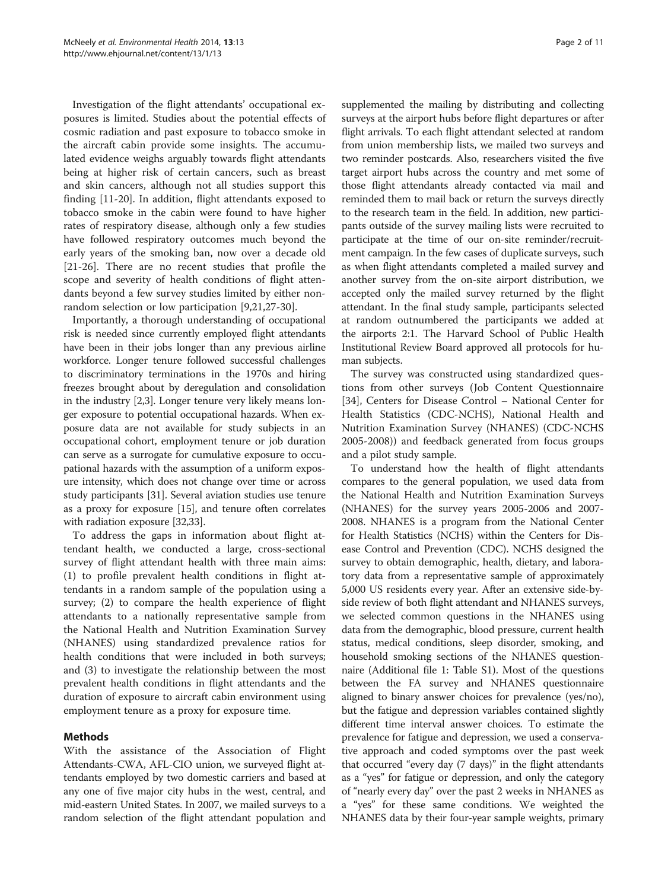Investigation of the flight attendants' occupational exposures is limited. Studies about the potential effects of cosmic radiation and past exposure to tobacco smoke in the aircraft cabin provide some insights. The accumulated evidence weighs arguably towards flight attendants being at higher risk of certain cancers, such as breast and skin cancers, although not all studies support this finding [11-20]. In addition, flight attendants exposed to tobacco smoke in the cabin were found to have higher rates of respiratory disease, although only a few studies have followed respiratory outcomes much beyond the early years of the smoking ban, now over a decade old [21-26]. There are no recent studies that profile the scope and severity of health conditions of flight attendants beyond a few survey studies limited by either non-random selection or low participation [9,21,27-30].

Importantly, a thorough understanding of occupational risk is needed since currently employed flight attendants have been in their jobs longer than any previous airline workforce. Longer tenure followed successful challenges to discriminatory terminations in the 1970s and hiring freezes brought about by deregulation and consolidation in the industry [2,3]. Longer tenure very likely means longer exposure to potential occupational hazards. When exposure data are not available for study subjects in an occupational cohort, employment tenure or job duration can serve as a surrogate for cumulative exposure to occupational hazards with the assumption of a uniform exposure intensity, which does not change over time or across study participants [31]. Several aviation studies use tenure as a proxy for exposure [15], and tenure often correlates with radiation exposure [32,33].

To address the gaps in information about flight attendant health, we conducted a large, cross-sectional survey of flight attendant health with three main aims: (1) to profile prevalent health conditions in flight attendants in a random sample of the population using a survey; (2) to compare the health experience of flight attendants to a nationally representative sample from the National Health and Nutrition Examination Survey (NHANES) using standardized prevalence ratios for health conditions that were included in both surveys; and (3) to investigate the relationship between the most prevalent health conditions in flight attendants and the duration of exposure to aircraft cabin environment using employment tenure as a proxy for exposure time.

## Methods

With the assistance of the Association of Flight Attendants-CWA, AFL-CIO union, we surveyed flight attendants employed by two domestic carriers and based at any one of five major city hubs in the west, central, and mid-eastern United States. In 2007, we mailed surveys to a random selection of the flight attendant population and supplemented the mailing by distributing and collecting surveys at the airport hubs before flight departures or after flight arrivals. To each flight attendant selected at random from union membership lists, we mailed two surveys and two reminder postcards. Also, researchers visited the five target airport hubs across the country and met some of those flight attendants already contacted via mail and reminded them to mail back or return the surveys directly to the research team in the field. In addition, new participants outside of the survey mailing lists were recruited to participate at the time of our on-site reminder/recruitment campaign. In the few cases of duplicate surveys, such as when flight attendants completed a mailed survey and another survey from the on-site airport distribution, we accepted only the mailed survey returned by the flight attendant. In the final study sample, participants selected at random outnumbered the participants we added at the airports 2:1. The Harvard School of Public Health Institutional Review Board approved all protocols for human subjects.

The survey was constructed using standardized questions from other surveys (Job Content Questionnaire [34], Centers for Disease Control – National Center for Health Statistics (CDC-NCHS), National Health and Nutrition Examination Survey (NHANES) (CDC-NCHS 2005-2008)) and feedback generated from focus groups and a pilot study sample.

To understand how the health of flight attendants compares to the general population, we used data from the National Health and Nutrition Examination Surveys (NHANES) for the survey years 2005-2006 and 2007-2008. NHANES is a program from the National Center for Health Statistics (NCHS) within the Centers for Disease Control and Prevention (CDC). NCHS designed the survey to obtain demographic, health, dietary, and laboratory data from a representative sample of approximately 5,000 US residents every year. After an extensive side-by-side review of both flight attendant and NHANES surveys, we selected common questions in the NHANES using data from the demographic, blood pressure, current health status, medical conditions, sleep disorder, smoking, and household smoking sections of the NHANES questionnaire (Additional file 1: Table S1). Most of the questions between the FA survey and NHANES questionnaire aligned to binary answer choices for prevalence (yes/no), but the fatigue and depression variables contained slightly different time interval answer choices. To estimate the prevalence for fatigue and depression, we used a conservative approach and coded symptoms over the past week that occurred "every day (7 days)" in the flight attendants as a "yes" for fatigue or depression, and only the category of "nearly every day" over the past 2 weeks in NHANES as a "yes" for these same conditions. We weighted the NHANES data by their four-year sample weights, primary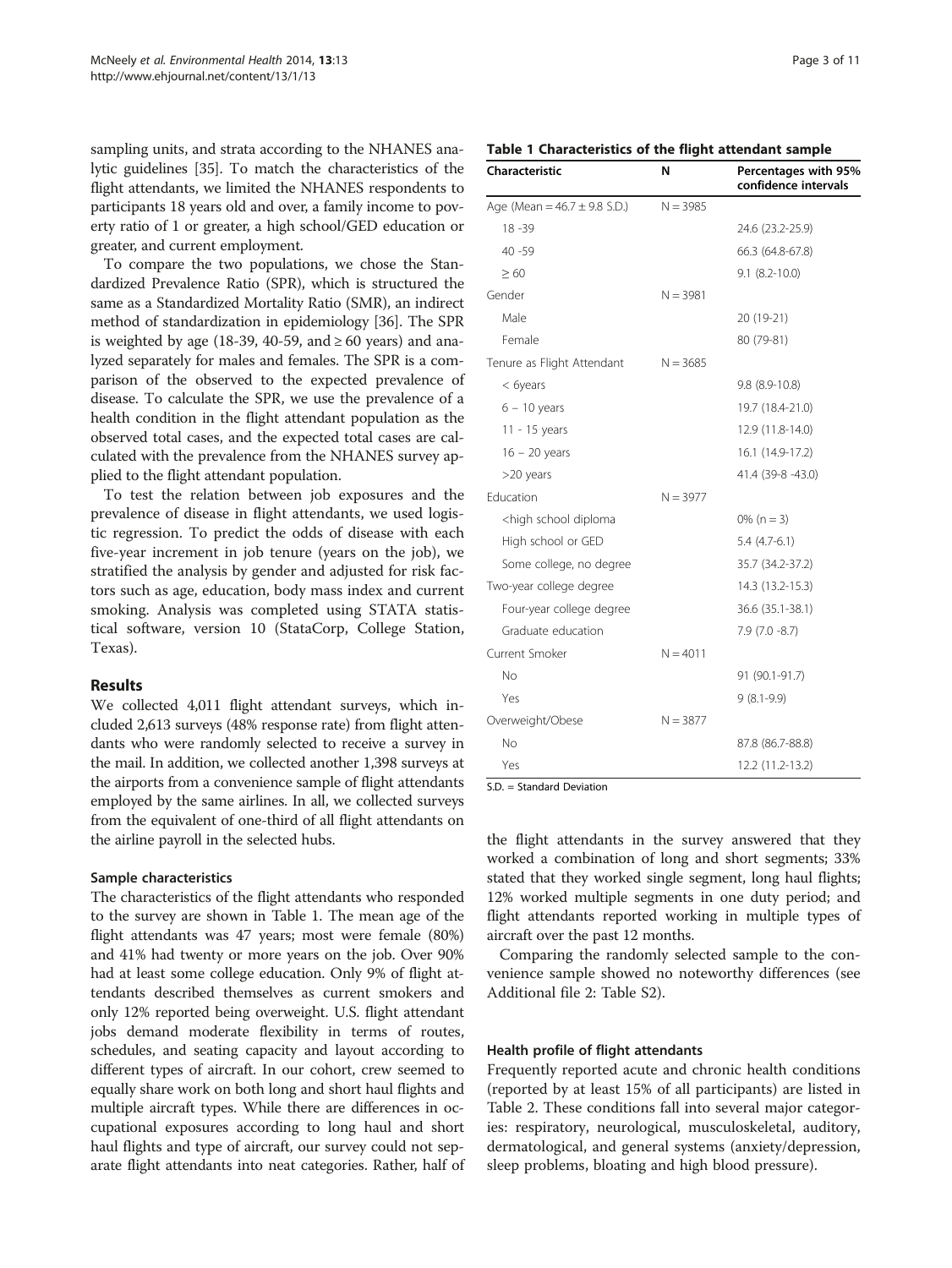sampling units, and strata according to the NHANES analytic guidelines [35]. To match the characteristics of the flight attendants, we limited the NHANES respondents to participants 18 years old and over, a family income to poverty ratio of 1 or greater, a high school/GED education or greater, and current employment.

To compare the two populations, we chose the Standardized Prevalence Ratio (SPR), which is structured the same as a Standardized Mortality Ratio (SMR), an indirect method of standardization in epidemiology [36]. The SPR is weighted by age (18-39, 40-59, and ≥ 60 years) and analyzed separately for males and females. The SPR is a comparison of the observed to the expected prevalence of disease. To calculate the SPR, we use the prevalence of a health condition in the flight attendant population as the observed total cases, and the expected total cases are calculated with the prevalence from the NHANES survey applied to the flight attendant population.

To test the relation between job exposures and the prevalence of disease in flight attendants, we used logistic regression. To predict the odds of disease with each five-year increment in job tenure (years on the job), we stratified the analysis by gender and adjusted for risk factors such as age, education, body mass index and current smoking. Analysis was completed using STATA statistical software, version 10 (StataCorp, College Station, Texas).

## Results

We collected 4,011 flight attendant surveys, which included 2,613 surveys (48% response rate) from flight attendants who were randomly selected to receive a survey in the mail. In addition, we collected another 1,398 surveys at the airports from a convenience sample of flight attendants employed by the same airlines. In all, we collected surveys from the equivalent of one-third of all flight attendants on the airline payroll in the selected hubs.

### Sample characteristics

The characteristics of the flight attendants who responded to the survey are shown in Table 1. The mean age of the flight attendants was 47 years; most were female (80%) and 41% had twenty or more years on the job. Over 90% had at least some college education. Only 9% of flight attendants described themselves as current smokers and only 12% reported being overweight. U.S. flight attendant jobs demand moderate flexibility in terms of routes, schedules, and seating capacity and layout according to different types of aircraft. In our cohort, crew seemed to equally share work on both long and short haul flights and multiple aircraft types. While there are differences in occupational exposures according to long haul and short haul flights and type of aircraft, our survey could not separate flight attendants into neat categories. Rather, half of the flight attendants in the survey answered that they worked a combination of long and short segments; 33% stated that they worked single segment, long haul flights; 12% worked multiple segments in one duty period; and flight attendants reported working in multiple types of aircraft over the past 12 months.

Comparing the randomly selected sample to the convenience sample showed no noteworthy differences (see Additional file 2: Table S2).

**Table 1 Characteristics of the flight attendant sample**

| Characteristic | N | Percentages with 95% confidence intervals |
|---|---|---|
| Age (Mean = 46.7 ± 9.8 S.D.) | N = 3985 | |
| 18 -39 | | 24.6 (23.2-25.9) |
| 40 -59 | | 66.3 (64.8-67.8) |
| ≥ 60 | | 9.1 (8.2-10.0) |
| Gender | N = 3981 | |
| Male | | 20 (19-21) |
| Female | | 80 (79-81) |
| Tenure as Flight Attendant | N = 3685 | |
| < 6years | | 9.8 (8.9-10.8) |
| 6 – 10 years | | 19.7 (18.4-21.0) |
| 11 - 15 years | | 12.9 (11.8-14.0) |
| 16 – 20 years | | 16.1 (14.9-17.2) |
| >20 years | | 41.4 (39-8 -43.0) |
| Education | N = 3977 | |
| <high school diploma | | 0% (n = 3) |
| High school or GED | | 5.4 (4.7-6.1) |
| Some college, no degree | | 35.7 (34.2-37.2) |
| Two-year college degree | | 14.3 (13.2-15.3) |
| Four-year college degree | | 36.6 (35.1-38.1) |
| Graduate education | | 7.9 (7.0 -8.7) |
| Current Smoker | N = 4011 | |
| No | | 91 (90.1-91.7) |
| Yes | | 9 (8.1-9.9) |
| Overweight/Obese | N = 3877 | |
| No | | 87.8 (86.7-88.8) |
| Yes | | 12.2 (11.2-13.2) |

S.D. = Standard Deviation

### Health profile of flight attendants

Frequently reported acute and chronic health conditions (reported by at least 15% of all participants) are listed in Table 2. These conditions fall into several major categories: respiratory, neurological, musculoskeletal, auditory, dermatological, and general systems (anxiety/depression, sleep problems, bloating and high blood pressure).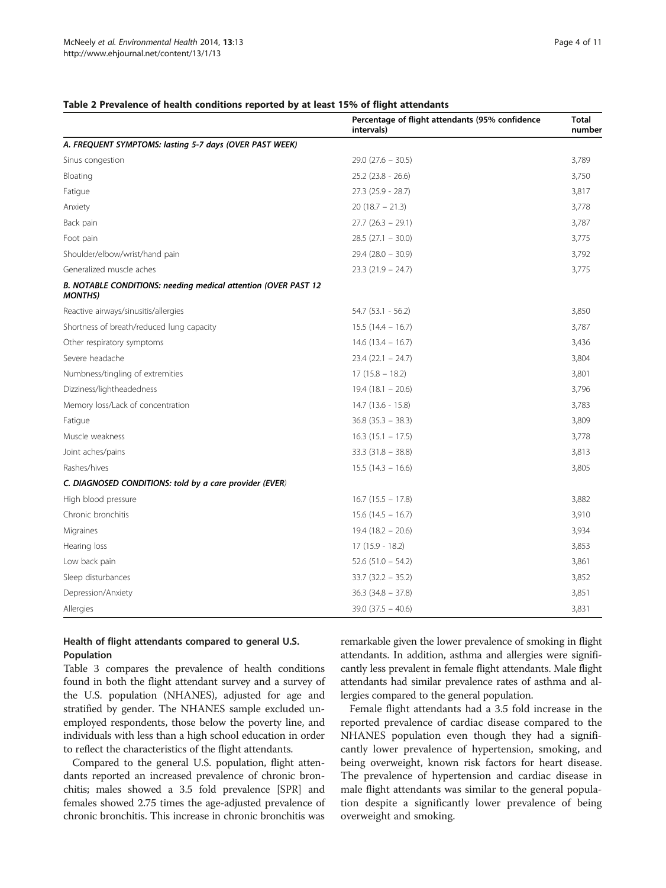**Table 2 Prevalence of health conditions reported by at least 15% of flight attendants**

| | Percentage of flight attendants (95% confidence intervals) | Total number |
|---|---|---|
| *A. FREQUENT SYMPTOMS: lasting 5-7 days (OVER PAST WEEK)* | | |
| Sinus congestion | 29.0 (27.6 – 30.5) | 3,789 |
| Bloating | 25.2 (23.8 - 26.6) | 3,750 |
| Fatigue | 27.3 (25.9 - 28.7) | 3,817 |
| Anxiety | 20 (18.7 – 21.3) | 3,778 |
| Back pain | 27.7 (26.3 – 29.1) | 3,787 |
| Foot pain | 28.5 (27.1 – 30.0) | 3,775 |
| Shoulder/elbow/wrist/hand pain | 29.4 (28.0 – 30.9) | 3,792 |
| Generalized muscle aches | 23.3 (21.9 – 24.7) | 3,775 |
| *B. NOTABLE CONDITIONS: needing medical attention (OVER PAST 12 MONTHS)* | | |
| Reactive airways/sinusitis/allergies | 54.7 (53.1 - 56.2) | 3,850 |
| Shortness of breath/reduced lung capacity | 15.5 (14.4 – 16.7) | 3,787 |
| Other respiratory symptoms | 14.6 (13.4 – 16.7) | 3,436 |
| Severe headache | 23.4 (22.1 – 24.7) | 3,804 |
| Numbness/tingling of extremities | 17 (15.8 – 18.2) | 3,801 |
| Dizziness/lightheadedness | 19.4 (18.1 – 20.6) | 3,796 |
| Memory loss/Lack of concentration | 14.7 (13.6 - 15.8) | 3,783 |
| Fatigue | 36.8 (35.3 – 38.3) | 3,809 |
| Muscle weakness | 16.3 (15.1 – 17.5) | 3,778 |
| Joint aches/pains | 33.3 (31.8 – 38.8) | 3,813 |
| Rashes/hives | 15.5 (14.3 – 16.6) | 3,805 |
| *C. DIAGNOSED CONDITIONS: told by a care provider (EVER)* | | |
| High blood pressure | 16.7 (15.5 – 17.8) | 3,882 |
| Chronic bronchitis | 15.6 (14.5 – 16.7) | 3,910 |
| Migraines | 19.4 (18.2 – 20.6) | 3,934 |
| Hearing loss | 17 (15.9 - 18.2) | 3,853 |
| Low back pain | 52.6 (51.0 – 54.2) | 3,861 |
| Sleep disturbances | 33.7 (32.2 – 35.2) | 3,852 |
| Depression/Anxiety | 36.3 (34.8 – 37.8) | 3,851 |
| Allergies | 39.0 (37.5 – 40.6) | 3,831 |

### Health of flight attendants compared to general U.S. Population

Table 3 compares the prevalence of health conditions found in both the flight attendant survey and a survey of the U.S. population (NHANES), adjusted for age and stratified by gender. The NHANES sample excluded unemployed respondents, those below the poverty line, and individuals with less than a high school education in order to reflect the characteristics of the flight attendants.

Compared to the general U.S. population, flight attendants reported an increased prevalence of chronic bronchitis; males showed a 3.5 fold prevalence [SPR] and females showed 2.75 times the age-adjusted prevalence of chronic bronchitis. This increase in chronic bronchitis was remarkable given the lower prevalence of smoking in flight attendants. In addition, asthma and allergies were significantly less prevalent in female flight attendants. Male flight attendants had similar prevalence rates of asthma and allergies compared to the general population.

Female flight attendants had a 3.5 fold increase in the reported prevalence of cardiac disease compared to the NHANES population even though they had a significantly lower prevalence of hypertension, smoking, and being overweight, known risk factors for heart disease. The prevalence of hypertension and cardiac disease in male flight attendants was similar to the general population despite a significantly lower prevalence of being overweight and smoking.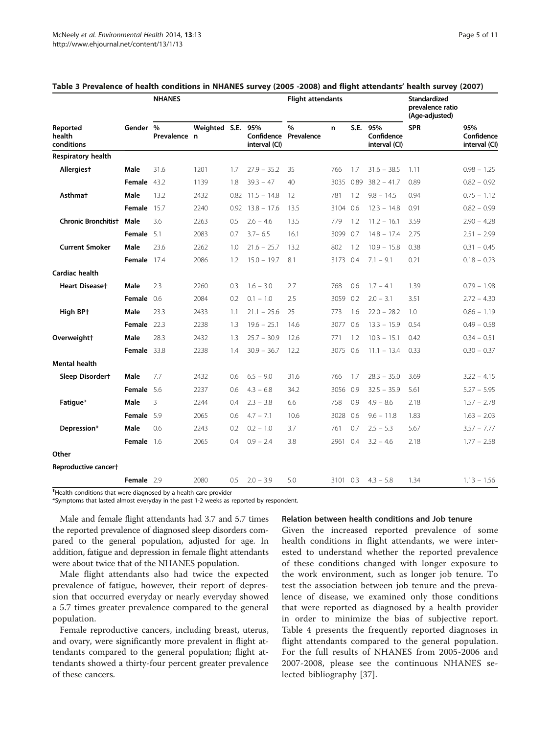**Table 3 Prevalence of health conditions in NHANES survey (2005 -2008) and flight attendants' health survey (2007)**

| Reported health conditions | Gender | NHANES | | | | Flight attendants | | | | Standardized prevalence ratio (Age-adjusted) | |
|---|---|---|---|---|---|---|---|---|---|---|---|
| | | % Prevalence | Weighted n | S.E. | 95% Confidence interval (CI) | % Prevalence | n | S.E. | 95% Confidence interval (CI) | SPR | 95% Confidence interval (CI) |
| **Respiratory health** | | | | | | | | | | | |
| **Allergies†** | **Male** | 31.6 | 1201 | 1.7 | 27.9 – 35.2 | 35 | 766 | 1.7 | 31.6 – 38.5 | 1.11 | 0.98 – 1.25 |
| | **Female** | 43.2 | 1139 | 1.8 | 39.3 – 47 | 40 | 3035 | 0.89 | 38.2 – 41.7 | 0.89 | 0.82 – 0.92 |
| **Asthma†** | **Male** | 13.2 | 2432 | 0.82 | 11.5 – 14.8 | 12 | 781 | 1.2 | 9.8 – 14.5 | 0.94 | 0.75 – 1.12 |
| | **Female** | 15.7 | 2240 | 0.92 | 13.8 – 17.6 | 13.5 | 3104 | 0.6 | 12.3 – 14.8 | 0.91 | 0.82 – 0.99 |
| **Chronic Bronchitis†** | **Male** | 3.6 | 2263 | 0.5 | 2.6 – 4.6 | 13.5 | 779 | 1.2 | 11.2 – 16.1 | 3.59 | 2.90 – 4.28 |
| | **Female** | 5.1 | 2083 | 0.7 | 3.7– 6.5 | 16.1 | 3099 | 0.7 | 14.8 – 17.4 | 2.75 | 2.51 – 2.99 |
| **Current Smoker** | **Male** | 23.6 | 2262 | 1.0 | 21.6 – 25.7 | 13.2 | 802 | 1.2 | 10.9 – 15.8 | 0.38 | 0.31 – 0.45 |
| | **Female** | 17.4 | 2086 | 1.2 | 15.0 – 19.7 | 8.1 | 3173 | 0.4 | 7.1 – 9.1 | 0.21 | 0.18 – 0.23 |
| **Cardiac health** | | | | | | | | | | | |
| **Heart Disease†** | **Male** | 2.3 | 2260 | 0.3 | 1.6 – 3.0 | 2.7 | 768 | 0.6 | 1.7 – 4.1 | 1.39 | 0.79 – 1.98 |
| | **Female** | 0.6 | 2084 | 0.2 | 0.1 – 1.0 | 2.5 | 3059 | 0.2 | 2.0 – 3.1 | 3.51 | 2.72 – 4.30 |
| **High BP†** | **Male** | 23.3 | 2433 | 1.1 | 21.1 – 25.6 | 25 | 773 | 1.6 | 22.0 – 28.2 | 1.0 | 0.86 – 1.19 |
| | **Female** | 22.3 | 2238 | 1.3 | 19.6 – 25.1 | 14.6 | 3077 | 0.6 | 13.3 – 15.9 | 0.54 | 0.49 – 0.58 |
| **Overweight†** | **Male** | 28.3 | 2432 | 1.3 | 25.7 – 30.9 | 12.6 | 771 | 1.2 | 10.3 – 15.1 | 0.42 | 0.34 – 0.51 |
| | **Female** | 33.8 | 2238 | 1.4 | 30.9 – 36.7 | 12.2 | 3075 | 0.6 | 11.1 – 13.4 | 0.33 | 0.30 – 0.37 |
| **Mental health** | | | | | | | | | | | |
| **Sleep Disorder†** | **Male** | 7.7 | 2432 | 0.6 | 6.5 – 9.0 | 31.6 | 766 | 1.7 | 28.3 – 35.0 | 3.69 | 3.22 – 4.15 |
| | **Female** | 5.6 | 2237 | 0.6 | 4.3 – 6.8 | 34.2 | 3056 | 0.9 | 32.5 – 35.9 | 5.61 | 5.27 – 5.95 |
| **Fatigue*** | **Male** | 3 | 2244 | 0.4 | 2.3 – 3.8 | 6.6 | 758 | 0.9 | 4.9 – 8.6 | 2.18 | 1.57 – 2.78 |
| | **Female** | 5.9 | 2065 | 0.6 | 4.7 – 7.1 | 10.6 | 3028 | 0.6 | 9.6 – 11.8 | 1.83 | 1.63 – 2.03 |
| **Depression*** | **Male** | 0.6 | 2243 | 0.2 | 0.2 – 1.0 | 3.7 | 761 | 0.7 | 2.5 – 5.3 | 5.67 | 3.57 – 7.77 |
| | **Female** | 1.6 | 2065 | 0.4 | 0.9 – 2.4 | 3.8 | 2961 | 0.4 | 3.2 – 4.6 | 2.18 | 1.77 – 2.58 |
| **Other** | | | | | | | | | | | |
| **Reproductive cancer†** | | | | | | | | | | | |
| | **Female** | 2.9 | 2080 | 0.5 | 2.0 – 3.9 | 5.0 | 3101 | 0.3 | 4.3 – 5.8 | 1.34 | 1.13 – 1.56 |

†Health conditions that were diagnosed by a health care provider

*Symptoms that lasted almost everyday in the past 1-2 weeks as reported by respondent.

Male and female flight attendants had 3.7 and 5.7 times the reported prevalence of diagnosed sleep disorders compared to the general population, adjusted for age. In addition, fatigue and depression in female flight attendants were about twice that of the NHANES population.

Male flight attendants also had twice the expected prevalence of fatigue, however, their report of depression that occurred everyday or nearly everyday showed a 5.7 times greater prevalence compared to the general population.

Female reproductive cancers, including breast, uterus, and ovary, were significantly more prevalent in flight attendants compared to the general population; flight attendants showed a thirty-four percent greater prevalence of these cancers.

### Relation between health conditions and Job tenure

Given the increased reported prevalence of some health conditions in flight attendants, we were interested to understand whether the reported prevalence of these conditions changed with longer exposure to the work environment, such as longer job tenure. To test the association between job tenure and the prevalence of disease, we examined only those conditions that were reported as diagnosed by a health provider in order to minimize the bias of subjective report. Table 4 presents the frequently reported diagnoses in flight attendants compared to the general population. For the full results of NHANES from 2005-2006 and 2007-2008, please see the continuous NHANES selected bibliography [37].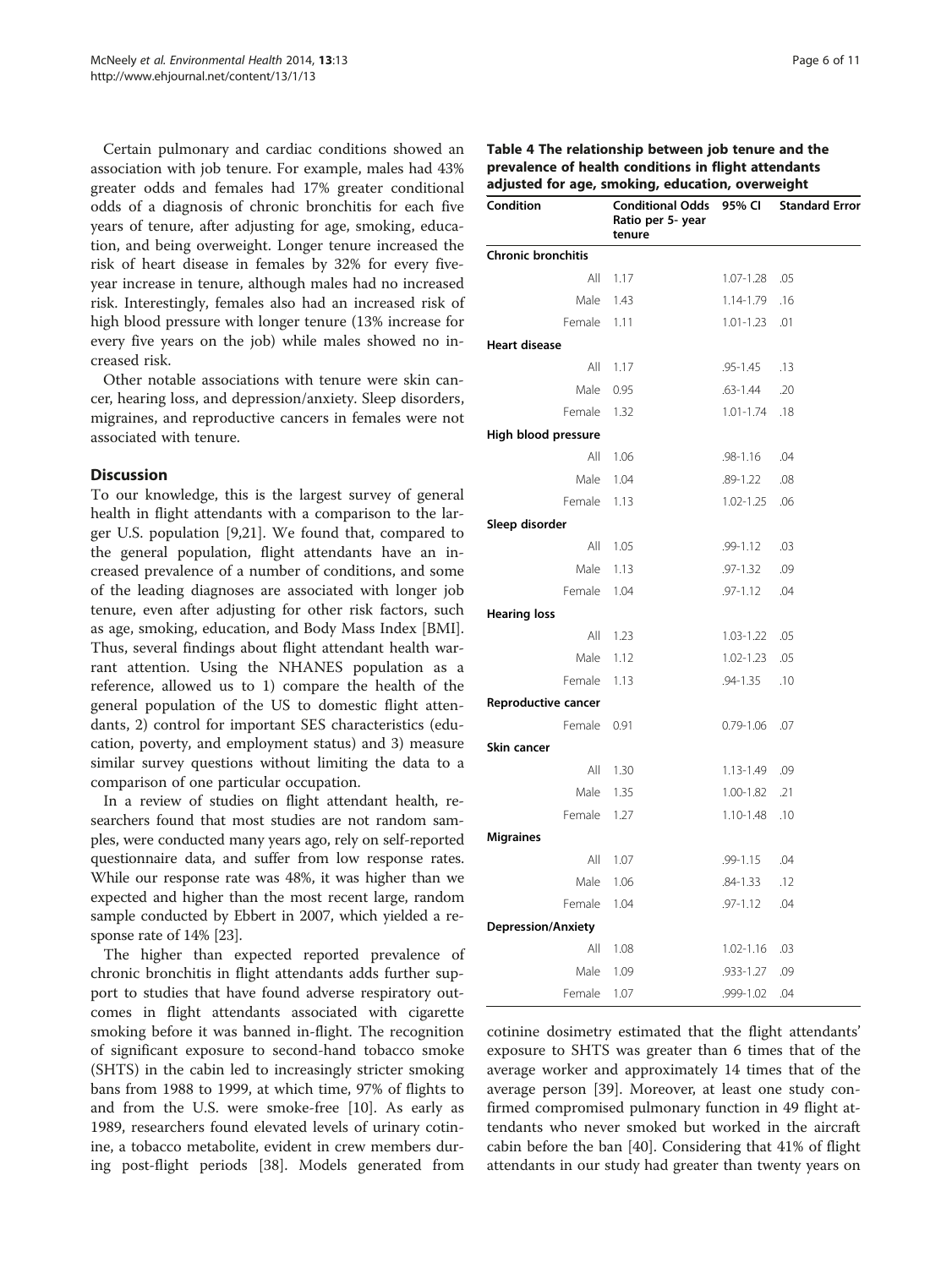Certain pulmonary and cardiac conditions showed an association with job tenure. For example, males had 43% greater odds and females had 17% greater conditional odds of a diagnosis of chronic bronchitis for each five years of tenure, after adjusting for age, smoking, education, and being overweight. Longer tenure increased the risk of heart disease in females by 32% for every five-year increase in tenure, although males had no increased risk. Interestingly, females also had an increased risk of high blood pressure with longer tenure (13% increase for every five years on the job) while males showed no increased risk.

Other notable associations with tenure were skin cancer, hearing loss, and depression/anxiety. Sleep disorders, migraines, and reproductive cancers in females were not associated with tenure.

**Table 4 The relationship between job tenure and the prevalence of health conditions in flight attendants adjusted for age, smoking, education, overweight**

| Condition | | Conditional Odds Ratio per 5- year tenure | 95% CI | Standard Error |
|---|---|---|---|---|
| **Chronic bronchitis** | | | | |
| | All | 1.17 | 1.07-1.28 | .05 |
| | Male | 1.43 | 1.14-1.79 | .16 |
| | Female | 1.11 | 1.01-1.23 | .01 |
| **Heart disease** | | | | |
| | All | 1.17 | .95-1.45 | .13 |
| | Male | 0.95 | .63-1.44 | .20 |
| | Female | 1.32 | 1.01-1.74 | .18 |
| **High blood pressure** | | | | |
| | All | 1.06 | .98-1.16 | .04 |
| | Male | 1.04 | .89-1.22 | .08 |
| | Female | 1.13 | 1.02-1.25 | .06 |
| **Sleep disorder** | | | | |
| | All | 1.05 | .99-1.12 | .03 |
| | Male | 1.13 | .97-1.32 | .09 |
| | Female | 1.04 | .97-1.12 | .04 |
| **Hearing loss** | | | | |
| | All | 1.23 | 1.03-1.22 | .05 |
| | Male | 1.12 | 1.02-1.23 | .05 |
| | Female | 1.13 | .94-1.35 | .10 |
| **Reproductive cancer** | | | | |
| | Female | 0.91 | 0.79-1.06 | .07 |
| **Skin cancer** | | | | |
| | All | 1.30 | 1.13-1.49 | .09 |
| | Male | 1.35 | 1.00-1.82 | .21 |
| | Female | 1.27 | 1.10-1.48 | .10 |
| **Migraines** | | | | |
| | All | 1.07 | .99-1.15 | .04 |
| | Male | 1.06 | .84-1.33 | .12 |
| | Female | 1.04 | .97-1.12 | .04 |
| **Depression/Anxiety** | | | | |
| | All | 1.08 | 1.02-1.16 | .03 |
| | Male | 1.09 | .933-1.27 | .09 |
| | Female | 1.07 | .999-1.02 | .04 |

## Discussion

To our knowledge, this is the largest survey of general health in flight attendants with a comparison to the larger U.S. population [9,21]. We found that, compared to the general population, flight attendants have an increased prevalence of a number of conditions, and some of the leading diagnoses are associated with longer job tenure, even after adjusting for other risk factors, such as age, smoking, education, and Body Mass Index [BMI]. Thus, several findings about flight attendant health warrant attention. Using the NHANES population as a reference, allowed us to 1) compare the health of the general population of the US to domestic flight attendants, 2) control for important SES characteristics (education, poverty, and employment status) and 3) measure similar survey questions without limiting the data to a comparison of one particular occupation.

In a review of studies on flight attendant health, researchers found that most studies are not random samples, were conducted many years ago, rely on self-reported questionnaire data, and suffer from low response rates. While our response rate was 48%, it was higher than we expected and higher than the most recent large, random sample conducted by Ebbert in 2007, which yielded a response rate of 14% [23].

The higher than expected reported prevalence of chronic bronchitis in flight attendants adds further support to studies that have found adverse respiratory outcomes in flight attendants associated with cigarette smoking before it was banned in-flight. The recognition of significant exposure to second-hand tobacco smoke (SHTS) in the cabin led to increasingly stricter smoking bans from 1988 to 1999, at which time, 97% of flights to and from the U.S. were smoke-free [10]. As early as 1989, researchers found elevated levels of urinary cotinine, a tobacco metabolite, evident in crew members during post-flight periods [38]. Models generated from cotinine dosimetry estimated that the flight attendants' exposure to SHTS was greater than 6 times that of the average worker and approximately 14 times that of the average person [39]. Moreover, at least one study confirmed compromised pulmonary function in 49 flight attendants who never smoked but worked in the aircraft cabin before the ban [40]. Considering that 41% of flight attendants in our study had greater than twenty years on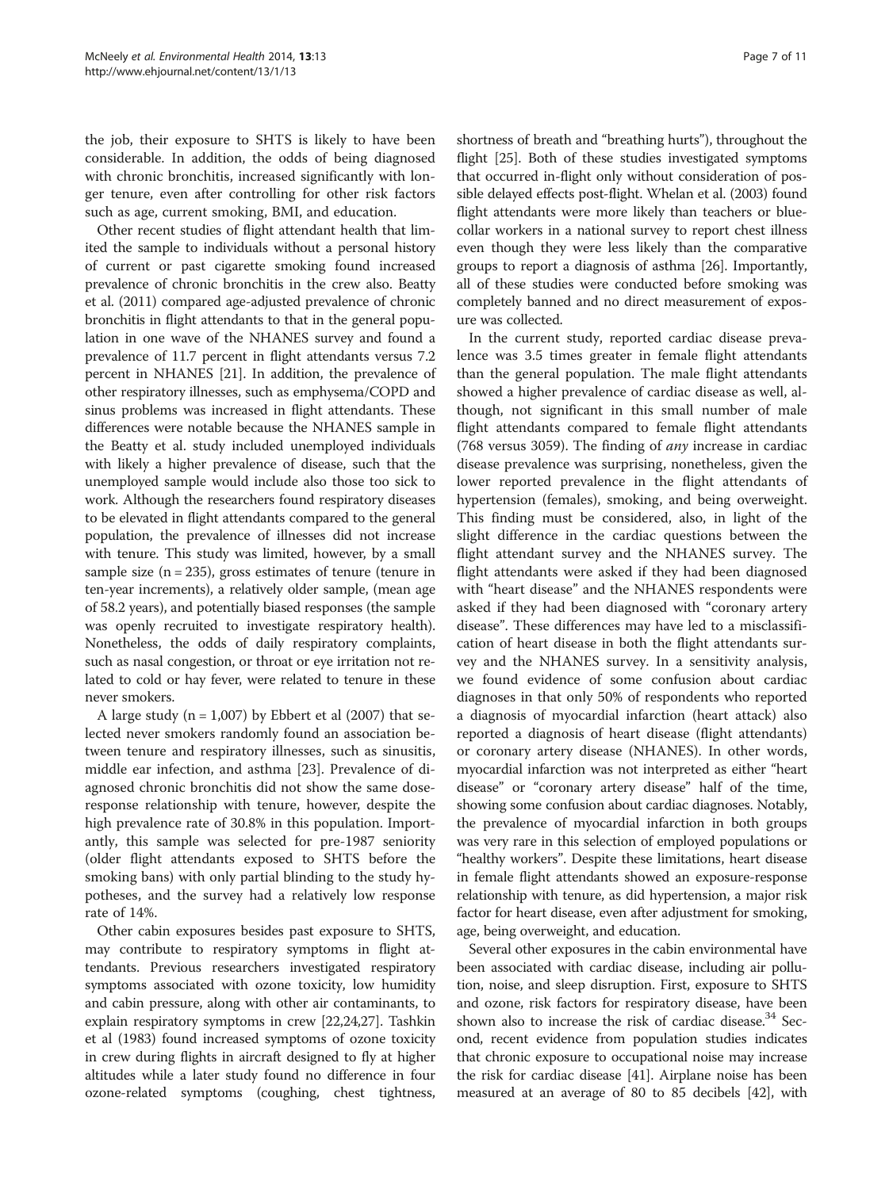the job, their exposure to SHTS is likely to have been considerable. In addition, the odds of being diagnosed with chronic bronchitis, increased significantly with longer tenure, even after controlling for other risk factors such as age, current smoking, BMI, and education.

Other recent studies of flight attendant health that limited the sample to individuals without a personal history of current or past cigarette smoking found increased prevalence of chronic bronchitis in the crew also. Beatty et al. (2011) compared age-adjusted prevalence of chronic bronchitis in flight attendants to that in the general population in one wave of the NHANES survey and found a prevalence of 11.7 percent in flight attendants versus 7.2 percent in NHANES [21]. In addition, the prevalence of other respiratory illnesses, such as emphysema/COPD and sinus problems was increased in flight attendants. These differences were notable because the NHANES sample in the Beatty et al. study included unemployed individuals with likely a higher prevalence of disease, such that the unemployed sample would include also those too sick to work. Although the researchers found respiratory diseases to be elevated in flight attendants compared to the general population, the prevalence of illnesses did not increase with tenure. This study was limited, however, by a small sample size (n = 235), gross estimates of tenure (tenure in ten-year increments), a relatively older sample, (mean age of 58.2 years), and potentially biased responses (the sample was openly recruited to investigate respiratory health). Nonetheless, the odds of daily respiratory complaints, such as nasal congestion, or throat or eye irritation not related to cold or hay fever, were related to tenure in these never smokers.

A large study (n = 1,007) by Ebbert et al (2007) that selected never smokers randomly found an association between tenure and respiratory illnesses, such as sinusitis, middle ear infection, and asthma [23]. Prevalence of diagnosed chronic bronchitis did not show the same dose-response relationship with tenure, however, despite the high prevalence rate of 30.8% in this population. Importantly, this sample was selected for pre-1987 seniority (older flight attendants exposed to SHTS before the smoking bans) with only partial blinding to the study hypotheses, and the survey had a relatively low response rate of 14%.

Other cabin exposures besides past exposure to SHTS, may contribute to respiratory symptoms in flight attendants. Previous researchers investigated respiratory symptoms associated with ozone toxicity, low humidity and cabin pressure, along with other air contaminants, to explain respiratory symptoms in crew [22,24,27]. Tashkin et al (1983) found increased symptoms of ozone toxicity in crew during flights in aircraft designed to fly at higher altitudes while a later study found no difference in four ozone-related symptoms (coughing, chest tightness, shortness of breath and "breathing hurts"), throughout the flight [25]. Both of these studies investigated symptoms that occurred in-flight only without consideration of possible delayed effects post-flight. Whelan et al. (2003) found flight attendants were more likely than teachers or blue-collar workers in a national survey to report chest illness even though they were less likely than the comparative groups to report a diagnosis of asthma [26]. Importantly, all of these studies were conducted before smoking was completely banned and no direct measurement of exposure was collected.

In the current study, reported cardiac disease prevalence was 3.5 times greater in female flight attendants than the general population. The male flight attendants showed a higher prevalence of cardiac disease as well, although, not significant in this small number of male flight attendants compared to female flight attendants (768 versus 3059). The finding of *any* increase in cardiac disease prevalence was surprising, nonetheless, given the lower reported prevalence in the flight attendants of hypertension (females), smoking, and being overweight. This finding must be considered, also, in light of the slight difference in the cardiac questions between the flight attendant survey and the NHANES survey. The flight attendants were asked if they had been diagnosed with "heart disease" and the NHANES respondents were asked if they had been diagnosed with "coronary artery disease". These differences may have led to a misclassification of heart disease in both the flight attendants survey and the NHANES survey. In a sensitivity analysis, we found evidence of some confusion about cardiac diagnoses in that only 50% of respondents who reported a diagnosis of myocardial infarction (heart attack) also reported a diagnosis of heart disease (flight attendants) or coronary artery disease (NHANES). In other words, myocardial infarction was not interpreted as either "heart disease" or "coronary artery disease" half of the time, showing some confusion about cardiac diagnoses. Notably, the prevalence of myocardial infarction in both groups was very rare in this selection of employed populations or "healthy workers". Despite these limitations, heart disease in female flight attendants showed an exposure-response relationship with tenure, as did hypertension, a major risk factor for heart disease, even after adjustment for smoking, age, being overweight, and education.

Several other exposures in the cabin environmental have been associated with cardiac disease, including air pollution, noise, and sleep disruption. First, exposure to SHTS and ozone, risk factors for respiratory disease, have been shown also to increase the risk of cardiac disease.[34] Second, recent evidence from population studies indicates that chronic exposure to occupational noise may increase the risk for cardiac disease [41]. Airplane noise has been measured at an average of 80 to 85 decibels [42], with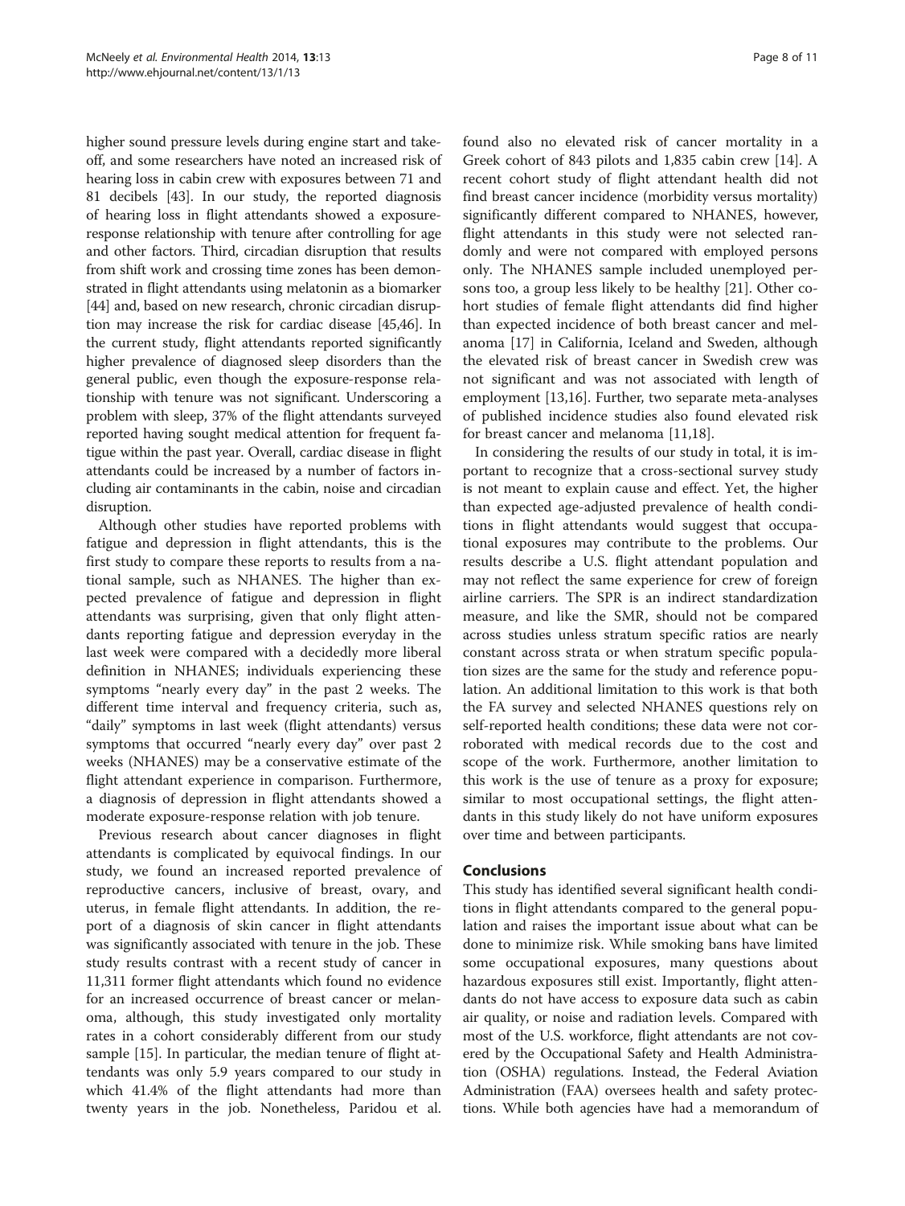higher sound pressure levels during engine start and take-off, and some researchers have noted an increased risk of hearing loss in cabin crew with exposures between 71 and 81 decibels [43]. In our study, the reported diagnosis of hearing loss in flight attendants showed a exposure-response relationship with tenure after controlling for age and other factors. Third, circadian disruption that results from shift work and crossing time zones has been demonstrated in flight attendants using melatonin as a biomarker [44] and, based on new research, chronic circadian disruption may increase the risk for cardiac disease [45,46]. In the current study, flight attendants reported significantly higher prevalence of diagnosed sleep disorders than the general public, even though the exposure-response relationship with tenure was not significant. Underscoring a problem with sleep, 37% of the flight attendants surveyed reported having sought medical attention for frequent fatigue within the past year. Overall, cardiac disease in flight attendants could be increased by a number of factors including air contaminants in the cabin, noise and circadian disruption.

Although other studies have reported problems with fatigue and depression in flight attendants, this is the first study to compare these reports to results from a national sample, such as NHANES. The higher than expected prevalence of fatigue and depression in flight attendants was surprising, given that only flight attendants reporting fatigue and depression everyday in the last week were compared with a decidedly more liberal definition in NHANES; individuals experiencing these symptoms "nearly every day" in the past 2 weeks. The different time interval and frequency criteria, such as, "daily" symptoms in last week (flight attendants) versus symptoms that occurred "nearly every day" over past 2 weeks (NHANES) may be a conservative estimate of the flight attendant experience in comparison. Furthermore, a diagnosis of depression in flight attendants showed a moderate exposure-response relation with job tenure.

Previous research about cancer diagnoses in flight attendants is complicated by equivocal findings. In our study, we found an increased reported prevalence of reproductive cancers, inclusive of breast, ovary, and uterus, in female flight attendants. In addition, the report of a diagnosis of skin cancer in flight attendants was significantly associated with tenure in the job. These study results contrast with a recent study of cancer in 11,311 former flight attendants which found no evidence for an increased occurrence of breast cancer or melanoma, although, this study investigated only mortality rates in a cohort considerably different from our study sample [15]. In particular, the median tenure of flight attendants was only 5.9 years compared to our study in which 41.4% of the flight attendants had more than twenty years in the job. Nonetheless, Paridou et al. found also no elevated risk of cancer mortality in a Greek cohort of 843 pilots and 1,835 cabin crew [14]. A recent cohort study of flight attendant health did not find breast cancer incidence (morbidity versus mortality) significantly different compared to NHANES, however, flight attendants in this study were not selected randomly and were not compared with employed persons only. The NHANES sample included unemployed persons too, a group less likely to be healthy [21]. Other cohort studies of female flight attendants did find higher than expected incidence of both breast cancer and melanoma [17] in California, Iceland and Sweden, although the elevated risk of breast cancer in Swedish crew was not significant and was not associated with length of employment [13,16]. Further, two separate meta-analyses of published incidence studies also found elevated risk for breast cancer and melanoma [11,18].

In considering the results of our study in total, it is important to recognize that a cross-sectional survey study is not meant to explain cause and effect. Yet, the higher than expected age-adjusted prevalence of health conditions in flight attendants would suggest that occupational exposures may contribute to the problems. Our results describe a U.S. flight attendant population and may not reflect the same experience for crew of foreign airline carriers. The SPR is an indirect standardization measure, and like the SMR, should not be compared across studies unless stratum specific ratios are nearly constant across strata or when stratum specific population sizes are the same for the study and reference population. An additional limitation to this work is that both the FA survey and selected NHANES questions rely on self-reported health conditions; these data were not corroborated with medical records due to the cost and scope of the work. Furthermore, another limitation to this work is the use of tenure as a proxy for exposure; similar to most occupational settings, the flight attendants in this study likely do not have uniform exposures over time and between participants.

## Conclusions

This study has identified several significant health conditions in flight attendants compared to the general population and raises the important issue about what can be done to minimize risk. While smoking bans have limited some occupational exposures, many questions about hazardous exposures still exist. Importantly, flight attendants do not have access to exposure data such as cabin air quality, or noise and radiation levels. Compared with most of the U.S. workforce, flight attendants are not covered by the Occupational Safety and Health Administration (OSHA) regulations. Instead, the Federal Aviation Administration (FAA) oversees health and safety protections. While both agencies have had a memorandum of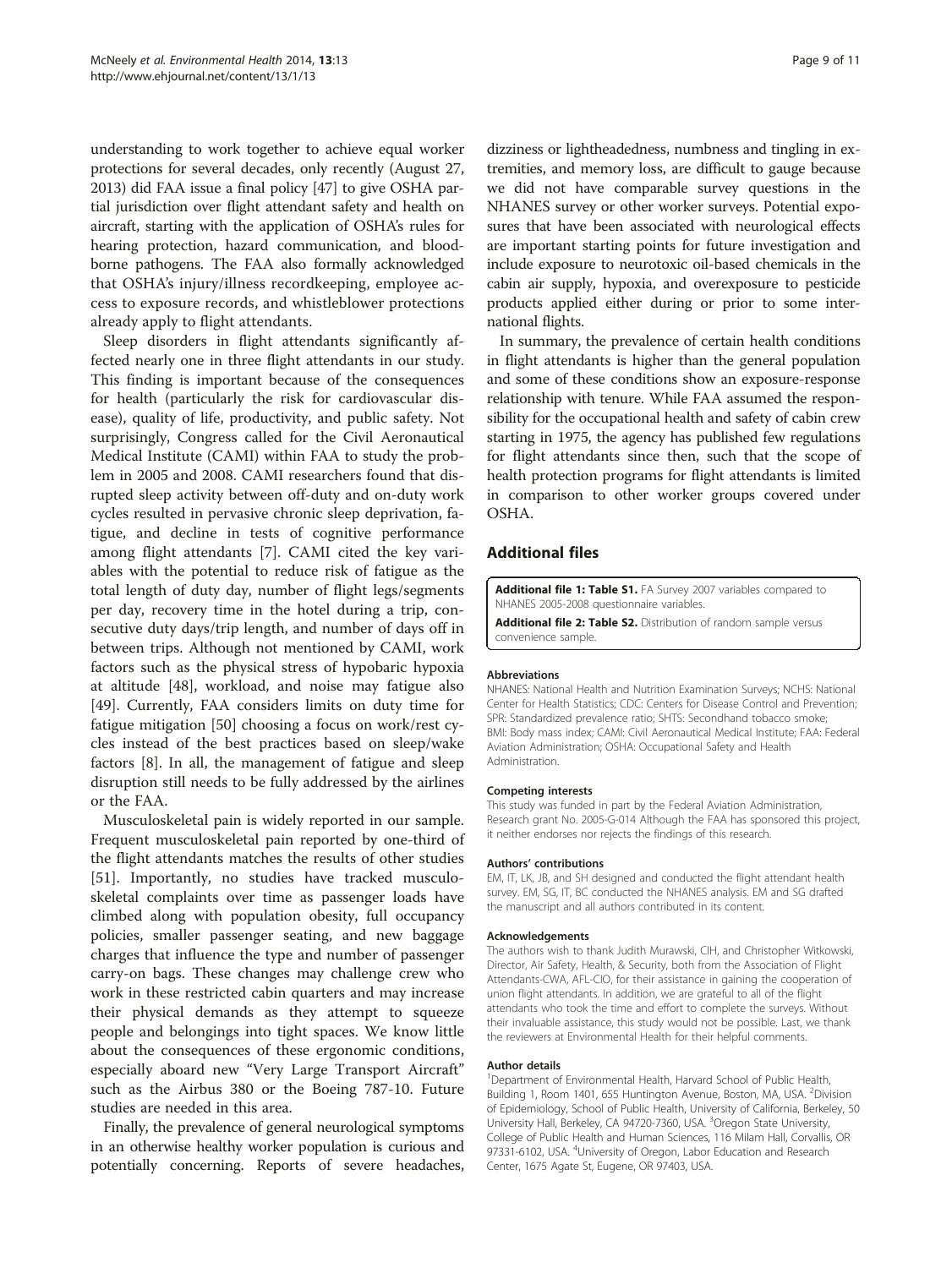understanding to work together to achieve equal worker protections for several decades, only recently (August 27, 2013) did FAA issue a final policy [47] to give OSHA partial jurisdiction over flight attendant safety and health on aircraft, starting with the application of OSHA's rules for hearing protection, hazard communication, and bloodborne pathogens. The FAA also formally acknowledged that OSHA's injury/illness recordkeeping, employee access to exposure records, and whistleblower protections already apply to flight attendants.

Sleep disorders in flight attendants significantly affected nearly one in three flight attendants in our study. This finding is important because of the consequences for health (particularly the risk for cardiovascular disease), quality of life, productivity, and public safety. Not surprisingly, Congress called for the Civil Aeronautical Medical Institute (CAMI) within FAA to study the problem in 2005 and 2008. CAMI researchers found that disrupted sleep activity between off-duty and on-duty work cycles resulted in pervasive chronic sleep deprivation, fatigue, and decline in tests of cognitive performance among flight attendants [7]. CAMI cited the key variables with the potential to reduce risk of fatigue as the total length of duty day, number of flight legs/segments per day, recovery time in the hotel during a trip, consecutive duty days/trip length, and number of days off in between trips. Although not mentioned by CAMI, work factors such as the physical stress of hypobaric hypoxia at altitude [48], workload, and noise may fatigue also [49]. Currently, FAA considers limits on duty time for fatigue mitigation [50] choosing a focus on work/rest cycles instead of the best practices based on sleep/wake factors [8]. In all, the management of fatigue and sleep disruption still needs to be fully addressed by the airlines or the FAA.

Musculoskeletal pain is widely reported in our sample. Frequent musculoskeletal pain reported by one-third of the flight attendants matches the results of other studies [51]. Importantly, no studies have tracked musculoskeletal complaints over time as passenger loads have climbed along with population obesity, full occupancy policies, smaller passenger seating, and new baggage charges that influence the type and number of passenger carry-on bags. These changes may challenge crew who work in these restricted cabin quarters and may increase their physical demands as they attempt to squeeze people and belongings into tight spaces. We know little about the consequences of these ergonomic conditions, especially aboard new "Very Large Transport Aircraft" such as the Airbus 380 or the Boeing 787-10. Future studies are needed in this area.

Finally, the prevalence of general neurological symptoms in an otherwise healthy worker population is curious and potentially concerning. Reports of severe headaches, dizziness or lightheadedness, numbness and tingling in extremities, and memory loss, are difficult to gauge because we did not have comparable survey questions in the NHANES survey or other worker surveys. Potential exposures that have been associated with neurological effects are important starting points for future investigation and include exposure to neurotoxic oil-based chemicals in the cabin air supply, hypoxia, and overexposure to pesticide products applied either during or prior to some international flights.

In summary, the prevalence of certain health conditions in flight attendants is higher than the general population and some of these conditions show an exposure-response relationship with tenure. While FAA assumed the responsibility for the occupational health and safety of cabin crew starting in 1975, the agency has published few regulations for flight attendants since then, such that the scope of health protection programs for flight attendants is limited in comparison to other worker groups covered under OSHA.

## Additional files

**Additional file 1: Table S1.** FA Survey 2007 variables compared to NHANES 2005-2008 questionnaire variables.

**Additional file 2: Table S2.** Distribution of random sample versus convenience sample.

#### Abbreviations

NHANES: National Health and Nutrition Examination Surveys; NCHS: National Center for Health Statistics; CDC: Centers for Disease Control and Prevention; SPR: Standardized prevalence ratio; SHTS: Secondhand tobacco smoke; BMI: Body mass index; CAMI: Civil Aeronautical Medical Institute; FAA: Federal Aviation Administration; OSHA: Occupational Safety and Health Administration.

#### Competing interests

This study was funded in part by the Federal Aviation Administration, Research grant No. 2005-G-014 Although the FAA has sponsored this project, it neither endorses nor rejects the findings of this research.

#### Authors' contributions

EM, IT, LK, JB, and SH designed and conducted the flight attendant health survey. EM, SG, IT, BC conducted the NHANES analysis. EM and SG drafted the manuscript and all authors contributed in its content.

#### Acknowledgements

The authors wish to thank Judith Murawski, CIH, and Christopher Witkowski, Director, Air Safety, Health, & Security, both from the Association of Flight Attendants-CWA, AFL-CIO, for their assistance in gaining the cooperation of union flight attendants. In addition, we are grateful to all of the flight attendants who took the time and effort to complete the surveys. Without their invaluable assistance, this study would not be possible. Last, we thank the reviewers at Environmental Health for their helpful comments.

#### Author details

[1]Department of Environmental Health, Harvard School of Public Health, Building 1, Room 1401, 655 Huntington Avenue, Boston, MA, USA. [2]Division of Epidemiology, School of Public Health, University of California, Berkeley, 50 University Hall, Berkeley, CA 94720-7360, USA. [3]Oregon State University, College of Public Health and Human Sciences, 116 Milam Hall, Corvallis, OR 97331-6102, USA. [4]University of Oregon, Labor Education and Research Center, 1675 Agate St, Eugene, OR 97403, USA.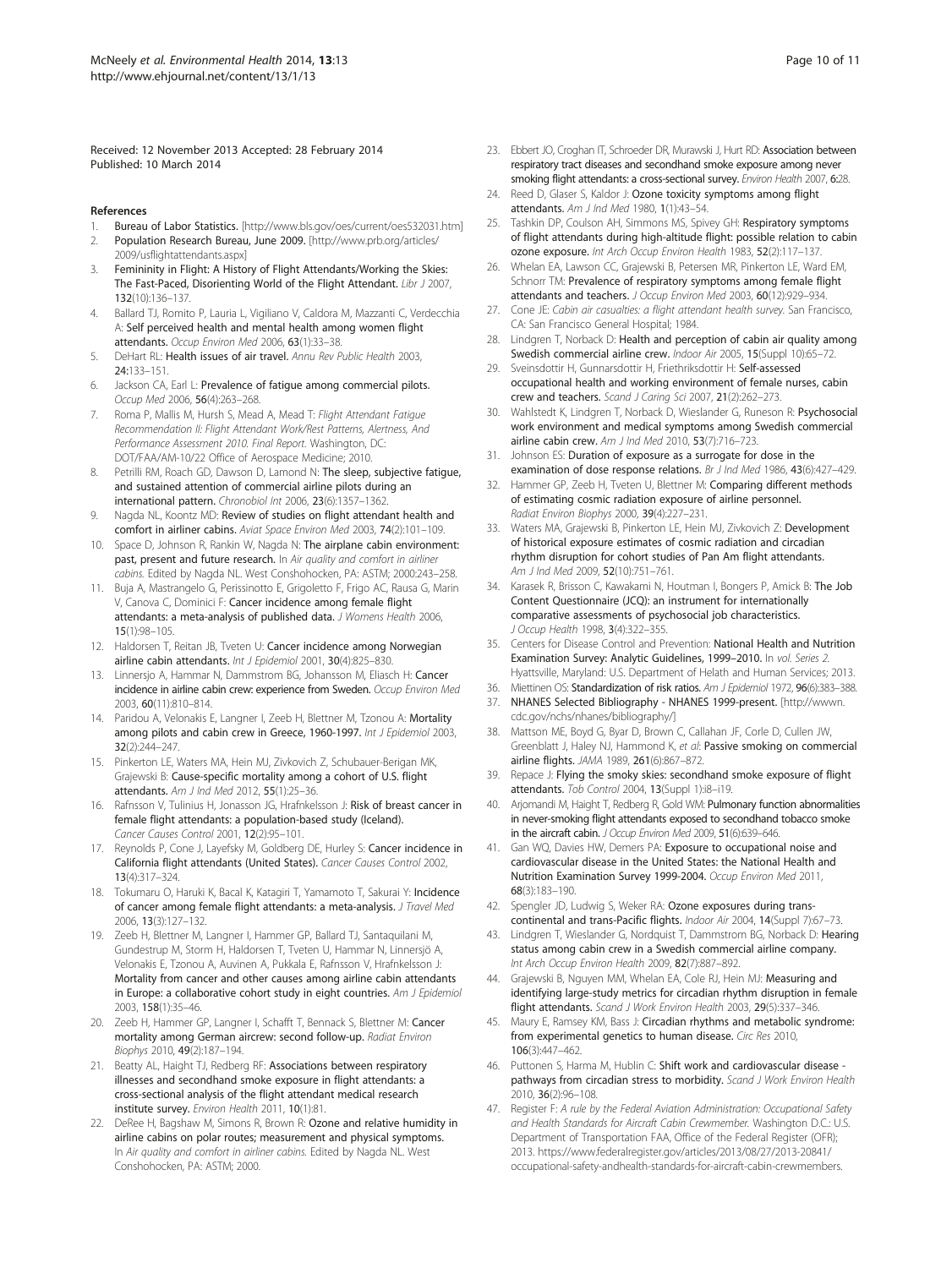Received: 12 November 2013 Accepted: 28 February 2014
Published: 10 March 2014

## References

1. Bureau of Labor Statistics. [http://www.bls.gov/oes/current/oes532031.htm]
2. Population Research Bureau, June 2009. [http://www.prb.org/articles/2009/usflightattendants.aspx]
3. Femininity in Flight: A History of Flight Attendants/Working the Skies: The Fast-Paced, Disorienting World of the Flight Attendant. *Libr J* 2007, **132**(10):136–137.
4. Ballard TJ, Romito P, Lauria L, Vigiliano V, Caldora M, Mazzanti C, Verdecchia A: **Self perceived health and mental health among women flight attendants.** *Occup Environ Med* 2006, **63**(1):33–38.
5. DeHart RL: **Health issues of air travel.** *Annu Rev Public Health* 2003, **24**:133–151.
6. Jackson CA, Earl L: **Prevalence of fatigue among commercial pilots.** *Occup Med* 2006, **56**(4):263–268.
7. Roma P, Mallis M, Hursh S, Mead A, Mead T: *Flight Attendant Fatigue Recommendation II: Flight Attendant Work/Rest Patterns, Alertness, And Performance Assessment 2010. Final Report.* Washington, DC: DOT/FAA/AM-10/22 Office of Aerospace Medicine; 2010.
8. Petrilli RM, Roach GD, Dawson D, Lamond N: **The sleep, subjective fatigue, and sustained attention of commercial airline pilots during an international pattern.** *Chronobiol Int* 2006, **23**(6):1357–1362.
9. Nagda NL, Koontz MD: **Review of studies on flight attendant health and comfort in airliner cabins.** *Aviat Space Environ Med* 2003, **74**(2):101–109.
10. Space D, Johnson R, Rankin W, Nagda N: **The airplane cabin environment: past, present and future research.** In *Air quality and comfort in airliner cabins.* Edited by Nagda NL. West Conshohocken, PA: ASTM; 2000:243–258.
11. Buja A, Mastrangelo G, Perissinotto E, Grigoletto F, Frigo AC, Rausa G, Marin V, Canova C, Dominici F: **Cancer incidence among female flight attendants: a meta-analysis of published data.** *J Womens Health* 2006, **15**(1):98–105.
12. Haldorsen T, Reitan JB, Tveten U: **Cancer incidence among Norwegian airline cabin attendants.** *Int J Epidemiol* 2001, **30**(4):825–830.
13. Linnersjo A, Hammar N, Dammstrom BG, Johansson M, Eliasch H: **Cancer incidence in airline cabin crew: experience from Sweden.** *Occup Environ Med* 2003, **60**(11):810–814.
14. Paridou A, Velonakis E, Langner I, Zeeb H, Blettner M, Tzonou A: **Mortality among pilots and cabin crew in Greece, 1960-1997.** *Int J Epidemiol* 2003, **32**(2):244–247.
15. Pinkerton LE, Waters MA, Hein MJ, Zivkovich Z, Schubauer-Berigan MK, Grajewski B: **Cause-specific mortality among a cohort of U.S. flight attendants.** *Am J Ind Med* 2012, **55**(1):25–36.
16. Rafnsson V, Tulinius H, Jonasson JG, Hrafnkelsson J: **Risk of breast cancer in female flight attendants: a population-based study (Iceland).** *Cancer Causes Control* 2001, **12**(2):95–101.
17. Reynolds P, Cone J, Layefsky M, Goldberg DE, Hurley S: **Cancer incidence in California flight attendants (United States).** *Cancer Causes Control* 2002, **13**(4):317–324.
18. Tokumaru O, Haruki K, Bacal K, Katagiri T, Yamamoto T, Sakurai Y: **Incidence of cancer among female flight attendants: a meta-analysis.** *J Travel Med* 2006, **13**(3):127–132.
19. Zeeb H, Blettner M, Langner I, Hammer GP, Ballard TJ, Santaquilani M, Gundestrup M, Storm H, Haldorsen T, Tveten U, Hammar N, Linnersjö A, Velonakis E, Tzonou A, Auvinen A, Pukkala E, Rafnsson V, Hrafnkelsson J: **Mortality from cancer and other causes among airline cabin attendants in Europe: a collaborative cohort study in eight countries.** *Am J Epidemiol* 2003, **158**(1):35–46.
20. Zeeb H, Hammer GP, Langner I, Schafft T, Bennack S, Blettner M: **Cancer mortality among German aircrew: second follow-up.** *Radiat Environ Biophys* 2010, **49**(2):187–194.
21. Beatty AL, Haight TJ, Redberg RF: **Associations between respiratory illnesses and secondhand smoke exposure in flight attendants: a cross-sectional analysis of the flight attendant medical research institute survey.** *Environ Health* 2011, **10**(1):81.
22. DeRee H, Bagshaw M, Simons R, Brown R: **Ozone and relative humidity in airline cabins on polar routes; measurement and physical symptoms.** In *Air quality and comfort in airliner cabins.* Edited by Nagda NL. West Conshohocken, PA: ASTM; 2000.
23. Ebbert JO, Croghan IT, Schroeder DR, Murawski J, Hurt RD: **Association between respiratory tract diseases and secondhand smoke exposure among never smoking flight attendants: a cross-sectional survey.** *Environ Health* 2007, **6**:28.
24. Reed D, Glaser S, Kaldor J: **Ozone toxicity symptoms among flight attendants.** *Am J Ind Med* 1980, **1**(1):43–54.
25. Tashkin DP, Coulson AH, Simmons MS, Spivey GH: **Respiratory symptoms of flight attendants during high-altitude flight: possible relation to cabin ozone exposure.** *Int Arch Occup Environ Health* 1983, **52**(2):117–137.
26. Whelan EA, Lawson CC, Grajewski B, Petersen MR, Pinkerton LE, Ward EM, Schnorr TM: **Prevalence of respiratory symptoms among female flight attendants and teachers.** *J Occup Environ Med* 2003, **60**(12):929–934.
27. Cone JE: *Cabin air casualties: a flight attendant health survey.* San Francisco, CA: San Francisco General Hospital; 1984.
28. Lindgren T, Norback D: **Health and perception of cabin air quality among Swedish commercial airline crew.** *Indoor Air* 2005, **15**(Suppl 10):65–72.
29. Sveinsdottir H, Gunnarsdottir H, Friethriksdottir H: **Self-assessed occupational health and working environment of female nurses, cabin crew and teachers.** *Scand J Caring Sci* 2007, **21**(2):262–273.
30. Wahlstedt K, Lindgren T, Norback D, Wieslander G, Runeson R: **Psychosocial work environment and medical symptoms among Swedish commercial airline cabin crew.** *Am J Ind Med* 2010, **53**(7):716–723.
31. Johnson ES: **Duration of exposure as a surrogate for dose in the examination of dose response relations.** *Br J Ind Med* 1986, **43**(6):427–429.
32. Hammer GP, Zeeb H, Tveten U, Blettner M: **Comparing different methods of estimating cosmic radiation exposure of airline personnel.** *Radiat Environ Biophys* 2000, **39**(4):227–231.
33. Waters MA, Grajewski B, Pinkerton LE, Hein MJ, Zivkovich Z: **Development of historical exposure estimates of cosmic radiation and circadian rhythm disruption for cohort studies of Pan Am flight attendants.** *Am J Ind Med* 2009, **52**(10):751–761.
34. Karasek R, Brisson C, Kawakami N, Houtman I, Bongers P, Amick B: **The Job Content Questionnaire (JCQ): an instrument for internationally comparative assessments of psychosocial job characteristics.** *J Occup Health* 1998, **3**(4):322–355.
35. Centers for Disease Control and Prevention: **National Health and Nutrition Examination Survey: Analytic Guidelines, 1999–2010.** In *vol. Series 2.* Hyattsville, Maryland: U.S. Department of Helath and Human Services; 2013.
36. Miettinen OS: **Standardization of risk ratios.** *Am J Epidemiol* 1972, **96**(6):383–388.
37. NHANES Selected Bibliography - NHANES 1999-present. [http://wwwn.cdc.gov/nchs/nhanes/bibliography/]
38. Mattson ME, Boyd G, Byar D, Brown C, Callahan JF, Corle D, Cullen JW, Greenblatt J, Haley NJ, Hammond K, *et al*: **Passive smoking on commercial airline flights.** *JAMA* 1989, **261**(6):867–872.
39. Repace J: **Flying the smoky skies: secondhand smoke exposure of flight attendants.** *Tob Control* 2004, **13**(Suppl 1):i8–i19.
40. Arjomandi M, Haight T, Redberg R, Gold WM: **Pulmonary function abnormalities in never-smoking flight attendants exposed to secondhand tobacco smoke in the aircraft cabin.** *J Occup Environ Med* 2009, **51**(6):639–646.
41. Gan WQ, Davies HW, Demers PA: **Exposure to occupational noise and cardiovascular disease in the United States: the National Health and Nutrition Examination Survey 1999-2004.** *Occup Environ Med* 2011, **68**(3):183–190.
42. Spengler JD, Ludwig S, Weker RA: **Ozone exposures during trans-continental and trans-Pacific flights.** *Indoor Air* 2004, **14**(Suppl 7):67–73.
43. Lindgren T, Wieslander G, Nordquist T, Dammstrom BG, Norback D: **Hearing status among cabin crew in a Swedish commercial airline company.** *Int Arch Occup Environ Health* 2009, **82**(7):887–892.
44. Grajewski B, Nguyen MM, Whelan EA, Cole RJ, Hein MJ: **Measuring and identifying large-study metrics for circadian rhythm disruption in female flight attendants.** *Scand J Work Environ Health* 2003, **29**(5):337–346.
45. Maury E, Ramsey KM, Bass J: **Circadian rhythms and metabolic syndrome: from experimental genetics to human disease.** *Circ Res* 2010, **106**(3):447–462.
46. Puttonen S, Harma M, Hublin C: **Shift work and cardiovascular disease - pathways from circadian stress to morbidity.** *Scand J Work Environ Health* 2010, **36**(2):96–108.
47. Register F: *A rule by the Federal Aviation Administration: Occupational Safety and Health Standards for Aircraft Cabin Crewmember.* Washington D.C.: U.S. Department of Transportation FAA, Office of the Federal Register (OFR); 2013. https://www.federalregister.gov/articles/2013/08/27/2013-20841/occupational-safety-andhealth-standards-for-aircraft-cabin-crewmembers.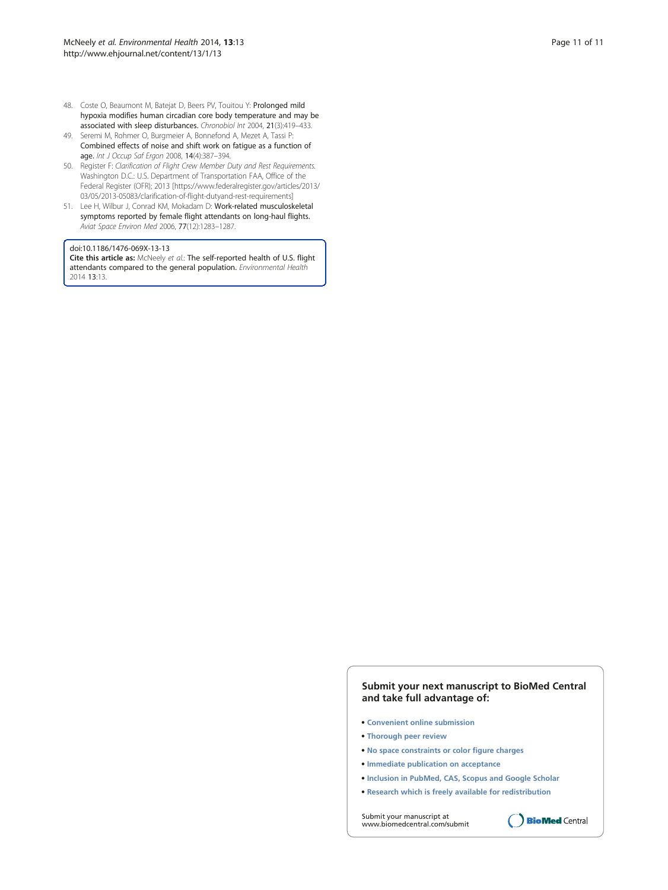48. Coste O, Beaumont M, Batejat D, Beers PV, Touitou Y: **Prolonged mild hypoxia modifies human circadian core body temperature and may be associated with sleep disturbances.** *Chronobiol Int* 2004, **21**(3):419–433.
49. Seremi M, Rohmer O, Burgmeier A, Bonnefond A, Mezet A, Tassi P: **Combined effects of noise and shift work on fatigue as a function of age.** *Int J Occup Saf Ergon* 2008, **14**(4):387–394.
50. Register F: *Clarification of Flight Crew Member Duty and Rest Requirements.* Washington D.C.: U.S. Department of Transportation FAA, Office of the Federal Register (OFR); 2013 [https://www.federalregister.gov/articles/2013/03/05/2013-05083/clarification-of-flight-dutyand-rest-requirements]
51. Lee H, Wilbur J, Conrad KM, Mokadam D: **Work-related musculoskeletal symptoms reported by female flight attendants on long-haul flights.** *Aviat Space Environ Med* 2006, **77**(12):1283–1287.

doi:10.1186/1476-069X-13-13
**Cite this article as:** McNeely *et al.*: The self-reported health of U.S. flight attendants compared to the general population. *Environmental Health* 2014 **13**:13.

**Submit your next manuscript to BioMed Central and take full advantage of:**

- **Convenient online submission**
- **Thorough peer review**
- **No space constraints or color figure charges**
- **Immediate publication on acceptance**
- **Inclusion in PubMed, CAS, Scopus and Google Scholar**
- **Research which is freely available for redistribution**

Submit your manuscript at
www.biomedcentral.com/submit

BioMed Central